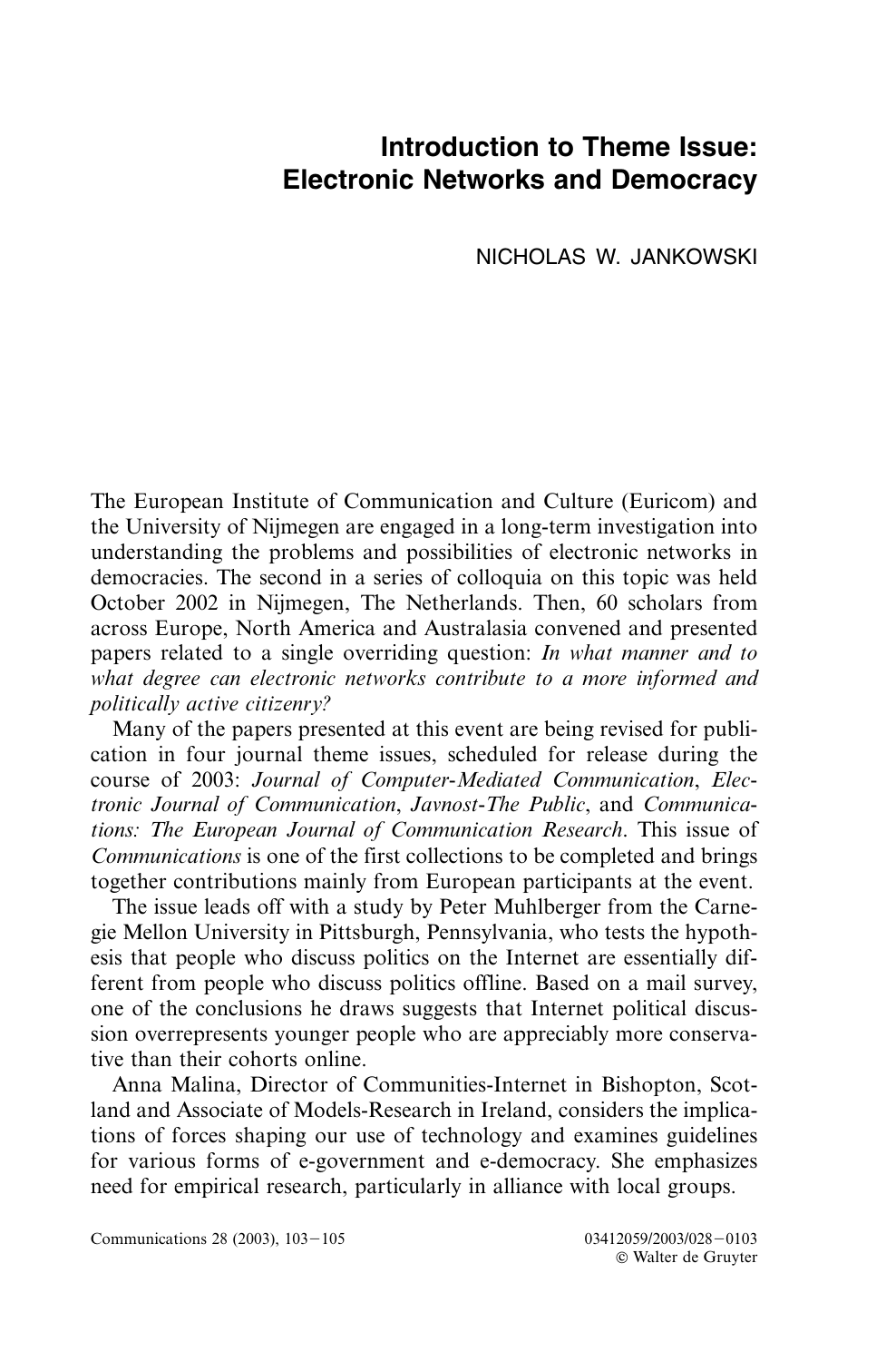# Introduction to Theme Issue: Electronic Networks and Democracy

NICHOLAS W. JANKOWSKI

The European Institute of Communication and Culture (Euricom) and the University of Nijmegen are engaged in a long-term investigation into understanding the problems and possibilities of electronic networks in democracies. The second in a series of colloquia on this topic was held October 2002 in Nijmegen, The Netherlands. Then, 60 scholars from across Europe, North America and Australasia convened and presented papers related to a single overriding question: *In what manner and to what degree can electronic networks contribute to a more informed and politically active citizenry?*

Many of the papers presented at this event are being revised for publication in four journal theme issues, scheduled for release during the course of 2003: *Journal of Computer-Mediated Communication*, *Electronic Journal of Communication*, *Javnost-The Public*, and *Communications: The European Journal of Communication Research*. This issue of *Communications* is one of the first collections to be completed and brings together contributions mainly from European participants at the event.

The issue leads off with a study by Peter Muhlberger from the Carnegie Mellon University in Pittsburgh, Pennsylvania, who tests the hypothesis that people who discuss politics on the Internet are essentially different from people who discuss politics offline. Based on a mail survey, one of the conclusions he draws suggests that Internet political discussion overrepresents younger people who are appreciably more conservative than their cohorts online.

Anna Malina, Director of Communities-Internet in Bishopton, Scotland and Associate of Models-Research in Ireland, considers the implications of forces shaping our use of technology and examines guidelines for various forms of e-government and e-democracy. She emphasizes need for empirical research, particularly in alliance with local groups.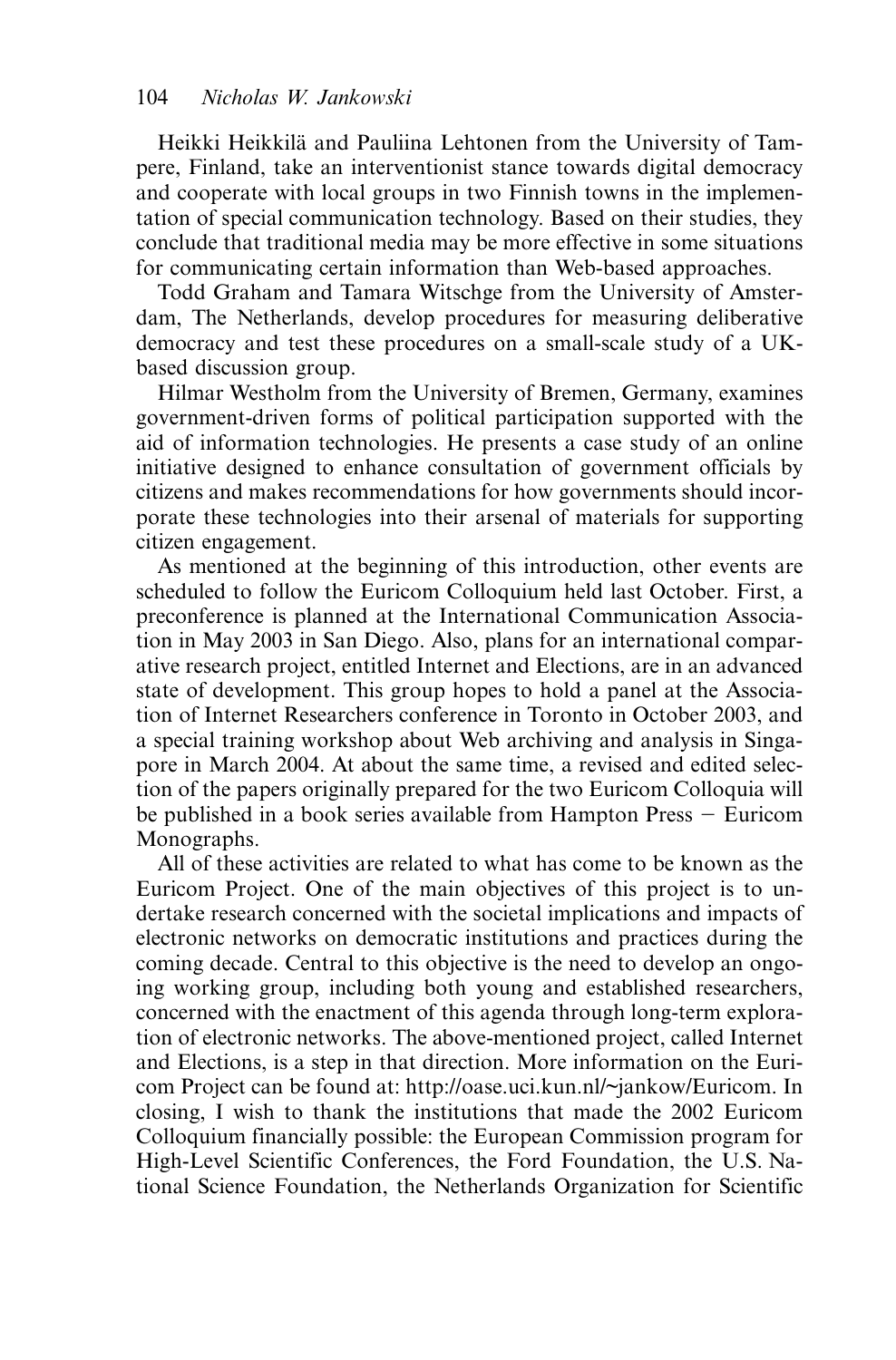Heikki Heikkilä and Pauliina Lehtonen from the University of Tampere, Finland, take an interventionist stance towards digital democracy and cooperate with local groups in two Finnish towns in the implementation of special communication technology. Based on their studies, they conclude that traditional media may be more effective in some situations for communicating certain information than Web-based approaches.

Todd Graham and Tamara Witschge from the University of Amsterdam, The Netherlands, develop procedures for measuring deliberative democracy and test these procedures on a small-scale study of a UK-based discussion group.

Hilmar Westholm from the University of Bremen, Germany, examines government-driven forms of political participation supported with the aid of information technologies. He presents a case study of an online initiative designed to enhance consultation of government officials by citizens and makes recommendations for how governments should incorporate these technologies into their arsenal of materials for supporting citizen engagement.

As mentioned at the beginning of this introduction, other events are scheduled to follow the Euricom Colloquium held last October. First, a preconference is planned at the International Communication Association in May 2003 in San Diego. Also, plans for an international comparative research project, entitled Internet and Elections, are in an advanced state of development. This group hopes to hold a panel at the Association of Internet Researchers conference in Toronto in October 2003, and a special training workshop about Web archiving and analysis in Singapore in March 2004. At about the same time, a revised and edited selection of the papers originally prepared for the two Euricom Colloquia will be published in a book series available from Hampton Press − Euricom Monographs.

All of these activities are related to what has come to be known as the Euricom Project. One of the main objectives of this project is to undertake research concerned with the societal implications and impacts of electronic networks on democratic institutions and practices during the coming decade. Central to this objective is the need to develop an ongoing working group, including both young and established researchers, concerned with the enactment of this agenda through long-term exploration of electronic networks. The above-mentioned project, called Internet and Elections, is a step in that direction. More information on the Euricom Project can be found at: http://oase.uci.kun.nl/~jankow/Euricom. In closing, I wish to thank the institutions that made the 2002 Euricom Colloquium financially possible: the European Commission program for High-Level Scientific Conferences, the Ford Foundation, the U.S. National Science Foundation, the Netherlands Organization for Scientific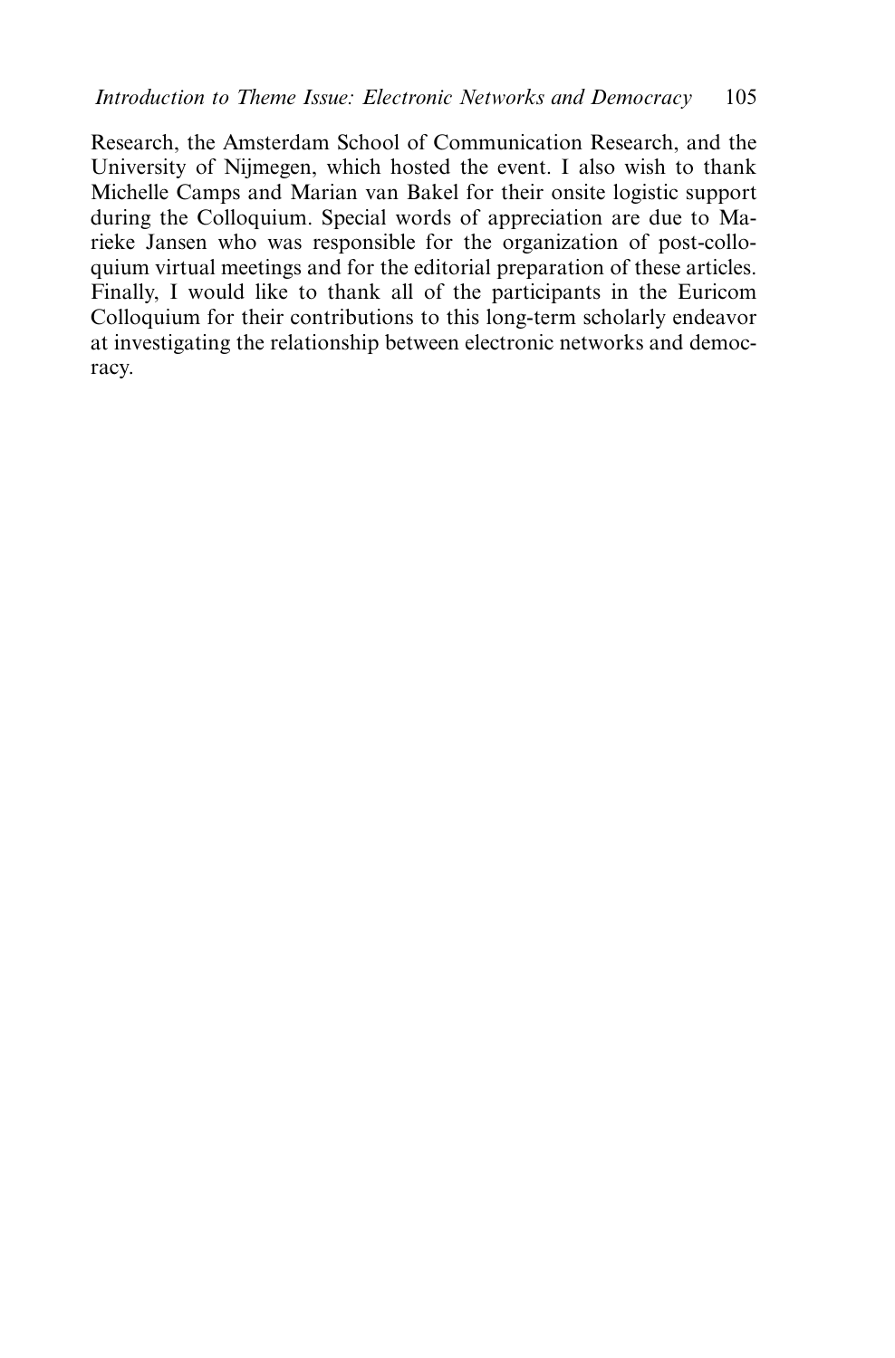Research, the Amsterdam School of Communication Research, and the University of Nijmegen, which hosted the event. I also wish to thank Michelle Camps and Marian van Bakel for their onsite logistic support during the Colloquium. Special words of appreciation are due to Marieke Jansen who was responsible for the organization of post-colloquium virtual meetings and for the editorial preparation of these articles. Finally, I would like to thank all of the participants in the Euricom Colloquium for their contributions to this long-term scholarly endeavor at investigating the relationship between electronic networks and democracy.